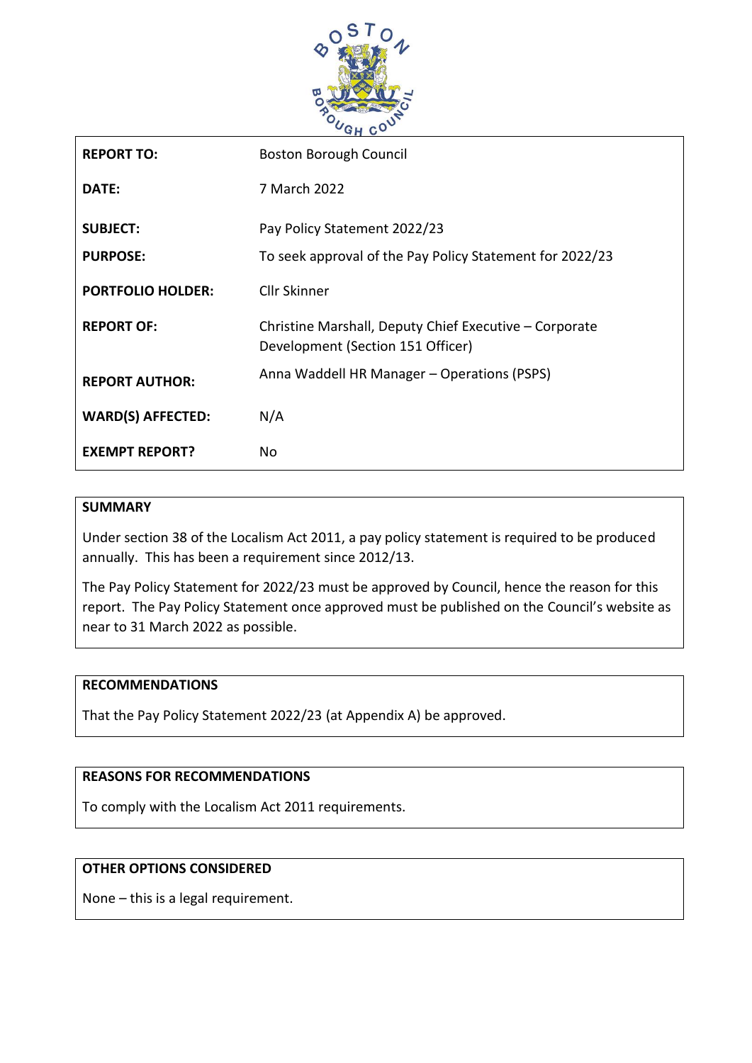| | |
|---|---|
| **REPORT TO:** | Boston Borough Council |
| **DATE:** | 7 March 2022 |
| **SUBJECT:** | Pay Policy Statement 2022/23 |
| **PURPOSE:** | To seek approval of the Pay Policy Statement for 2022/23 |
| **PORTFOLIO HOLDER:** | Cllr Skinner |
| **REPORT OF:** | Christine Marshall, Deputy Chief Executive – Corporate Development (Section 151 Officer) |
| **REPORT AUTHOR:** | Anna Waddell HR Manager – Operations (PSPS) |
| **WARD(S) AFFECTED:** | N/A |
| **EXEMPT REPORT?** | No |

**SUMMARY**

Under section 38 of the Localism Act 2011, a pay policy statement is required to be produced annually. This has been a requirement since 2012/13.

The Pay Policy Statement for 2022/23 must be approved by Council, hence the reason for this report. The Pay Policy Statement once approved must be published on the Council's website as near to 31 March 2022 as possible.

**RECOMMENDATIONS**

That the Pay Policy Statement 2022/23 (at Appendix A) be approved.

**REASONS FOR RECOMMENDATIONS**

To comply with the Localism Act 2011 requirements.

**OTHER OPTIONS CONSIDERED**

None – this is a legal requirement.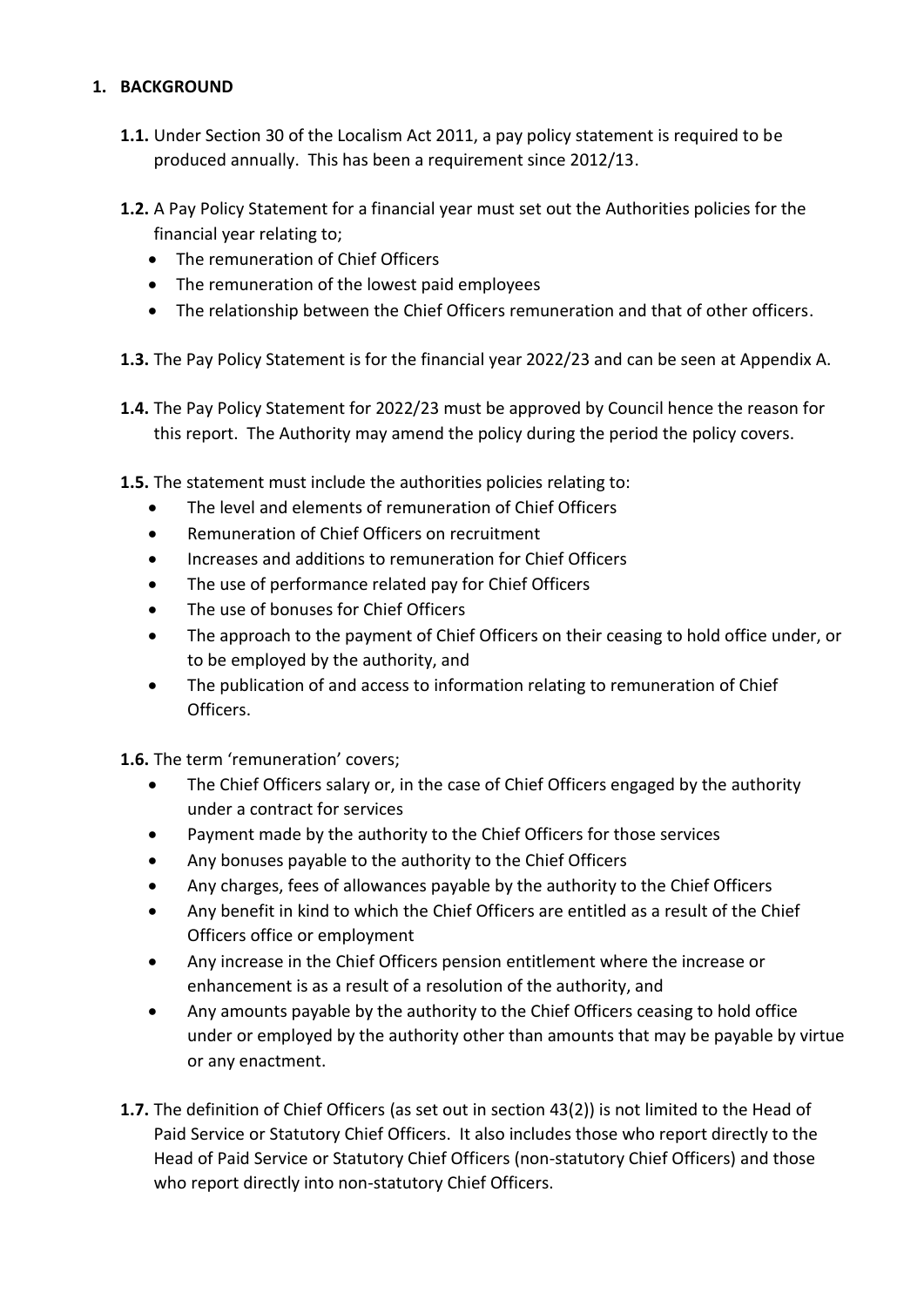# 1. BACKGROUND

**1.1.** Under Section 30 of the Localism Act 2011, a pay policy statement is required to be produced annually. This has been a requirement since 2012/13.

**1.2.** A Pay Policy Statement for a financial year must set out the Authorities policies for the financial year relating to;

- The remuneration of Chief Officers
- The remuneration of the lowest paid employees
- The relationship between the Chief Officers remuneration and that of other officers.

**1.3.** The Pay Policy Statement is for the financial year 2022/23 and can be seen at Appendix A.

**1.4.** The Pay Policy Statement for 2022/23 must be approved by Council hence the reason for this report. The Authority may amend the policy during the period the policy covers.

**1.5.** The statement must include the authorities policies relating to:

- The level and elements of remuneration of Chief Officers
- Remuneration of Chief Officers on recruitment
- Increases and additions to remuneration for Chief Officers
- The use of performance related pay for Chief Officers
- The use of bonuses for Chief Officers
- The approach to the payment of Chief Officers on their ceasing to hold office under, or to be employed by the authority, and
- The publication of and access to information relating to remuneration of Chief Officers.

**1.6.** The term 'remuneration' covers;

- The Chief Officers salary or, in the case of Chief Officers engaged by the authority under a contract for services
- Payment made by the authority to the Chief Officers for those services
- Any bonuses payable to the authority to the Chief Officers
- Any charges, fees of allowances payable by the authority to the Chief Officers
- Any benefit in kind to which the Chief Officers are entitled as a result of the Chief Officers office or employment
- Any increase in the Chief Officers pension entitlement where the increase or enhancement is as a result of a resolution of the authority, and
- Any amounts payable by the authority to the Chief Officers ceasing to hold office under or employed by the authority other than amounts that may be payable by virtue or any enactment.

**1.7.** The definition of Chief Officers (as set out in section 43(2)) is not limited to the Head of Paid Service or Statutory Chief Officers. It also includes those who report directly to the Head of Paid Service or Statutory Chief Officers (non-statutory Chief Officers) and those who report directly into non-statutory Chief Officers.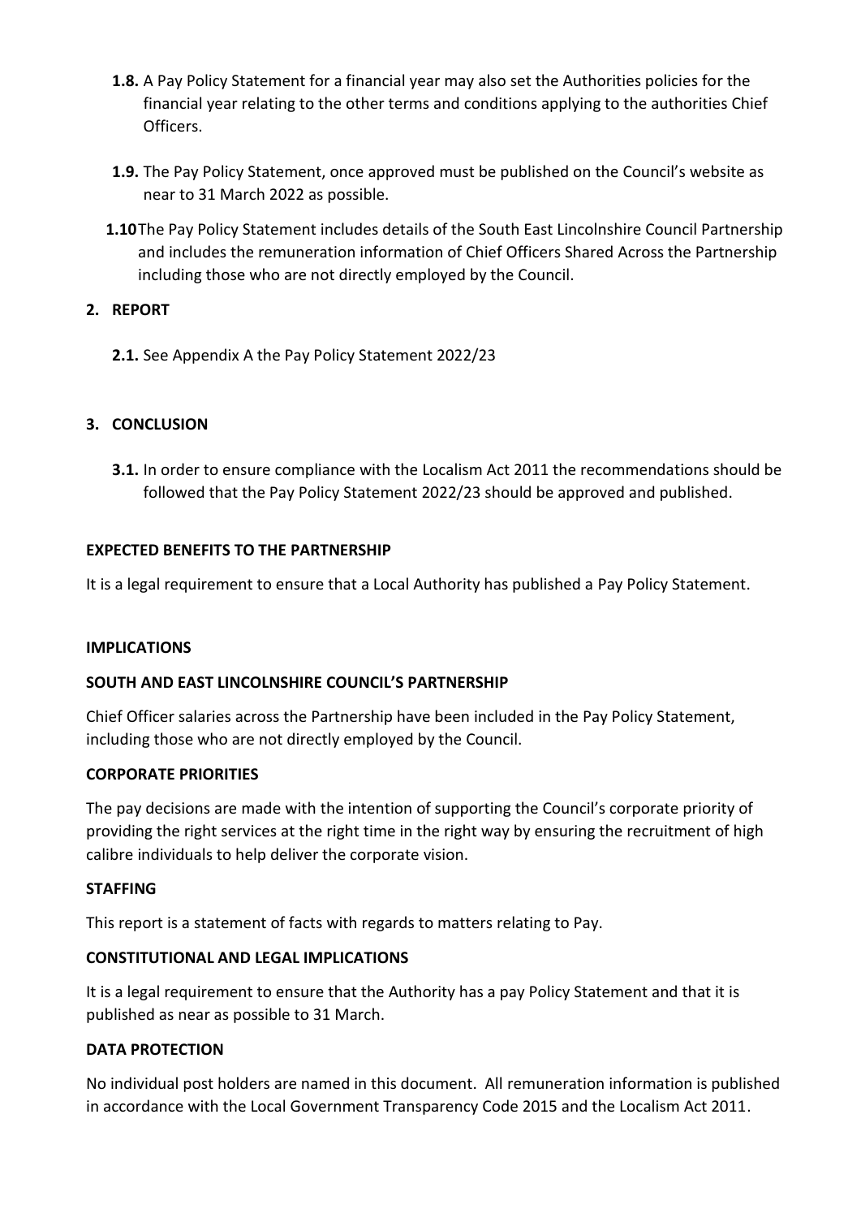**1.8.** A Pay Policy Statement for a financial year may also set the Authorities policies for the financial year relating to the other terms and conditions applying to the authorities Chief Officers.

**1.9.** The Pay Policy Statement, once approved must be published on the Council's website as near to 31 March 2022 as possible.

**1.10** The Pay Policy Statement includes details of the South East Lincolnshire Council Partnership and includes the remuneration information of Chief Officers Shared Across the Partnership including those who are not directly employed by the Council.

**2. REPORT**

**2.1.** See Appendix A the Pay Policy Statement 2022/23

**3. CONCLUSION**

**3.1.** In order to ensure compliance with the Localism Act 2011 the recommendations should be followed that the Pay Policy Statement 2022/23 should be approved and published.

**EXPECTED BENEFITS TO THE PARTNERSHIP**

It is a legal requirement to ensure that a Local Authority has published a Pay Policy Statement.

**IMPLICATIONS**

**SOUTH AND EAST LINCOLNSHIRE COUNCIL'S PARTNERSHIP**

Chief Officer salaries across the Partnership have been included in the Pay Policy Statement, including those who are not directly employed by the Council.

**CORPORATE PRIORITIES**

The pay decisions are made with the intention of supporting the Council's corporate priority of providing the right services at the right time in the right way by ensuring the recruitment of high calibre individuals to help deliver the corporate vision.

**STAFFING**

This report is a statement of facts with regards to matters relating to Pay.

**CONSTITUTIONAL AND LEGAL IMPLICATIONS**

It is a legal requirement to ensure that the Authority has a pay Policy Statement and that it is published as near as possible to 31 March.

**DATA PROTECTION**

No individual post holders are named in this document. All remuneration information is published in accordance with the Local Government Transparency Code 2015 and the Localism Act 2011.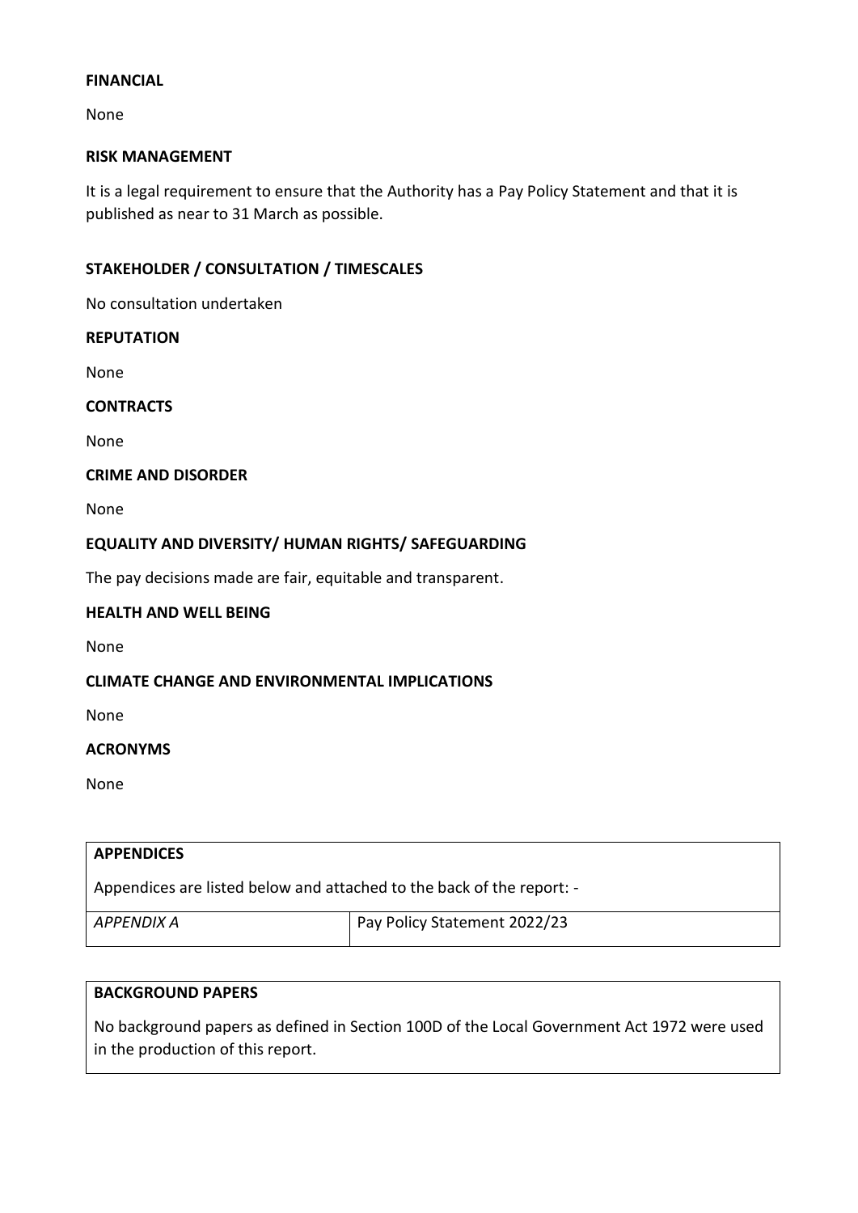**FINANCIAL**

None

**RISK MANAGEMENT**

It is a legal requirement to ensure that the Authority has a Pay Policy Statement and that it is published as near to 31 March as possible.

**STAKEHOLDER / CONSULTATION / TIMESCALES**

No consultation undertaken

**REPUTATION**

None

**CONTRACTS**

None

**CRIME AND DISORDER**

None

**EQUALITY AND DIVERSITY/ HUMAN RIGHTS/ SAFEGUARDING**

The pay decisions made are fair, equitable and transparent.

**HEALTH AND WELL BEING**

None

**CLIMATE CHANGE AND ENVIRONMENTAL IMPLICATIONS**

None

**ACRONYMS**

None

| **APPENDICES** | |
|---|---|
| Appendices are listed below and attached to the back of the report: - | |
| *APPENDIX A* | Pay Policy Statement 2022/23 |

| **BACKGROUND PAPERS** |
|---|
| No background papers as defined in Section 100D of the Local Government Act 1972 were used in the production of this report. |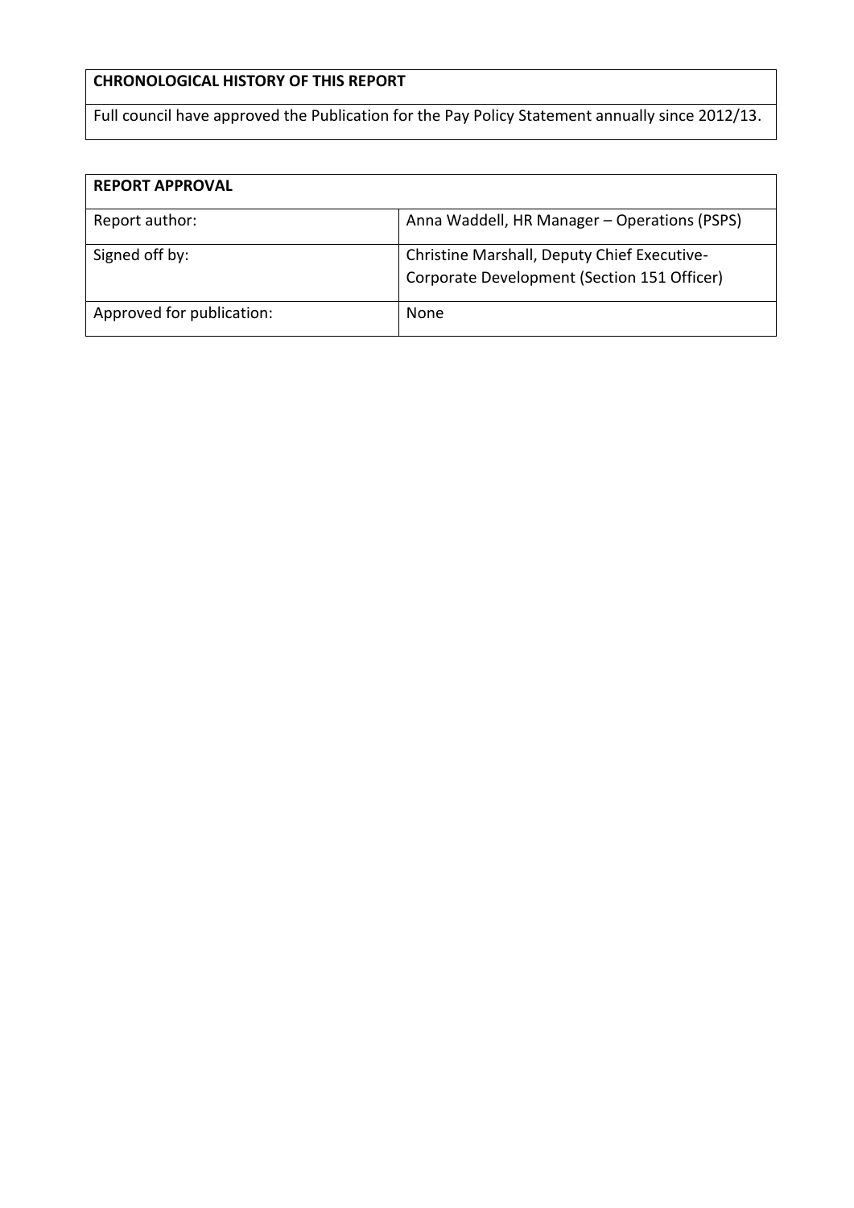| **CHRONOLOGICAL HISTORY OF THIS REPORT** |
| --- |
| Full council have approved the Publication for the Pay Policy Statement annually since 2012/13. |

| **REPORT APPROVAL** | |
| --- | --- |
| Report author: | Anna Waddell, HR Manager – Operations (PSPS) |
| Signed off by: | Christine Marshall, Deputy Chief Executive-Corporate Development (Section 151 Officer) |
| Approved for publication: | None |